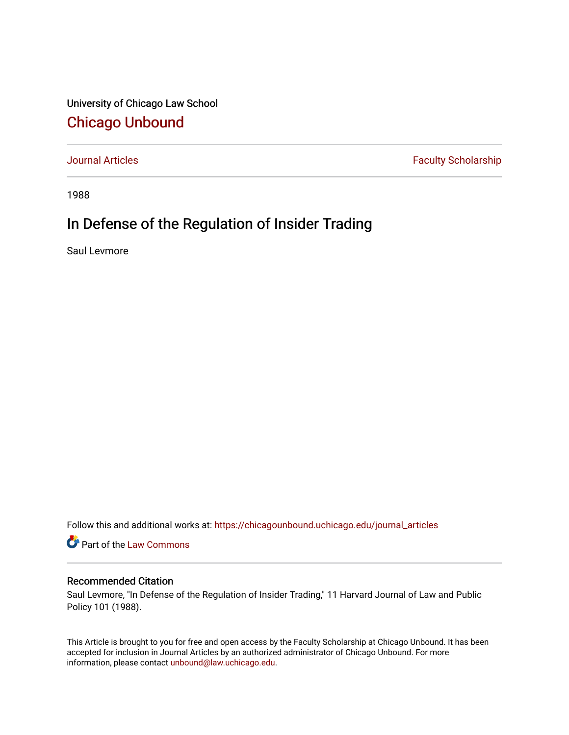University of Chicago Law School

## Chicago Unbound

Journal Articles | Faculty Scholarship

1988

# In Defense of the Regulation of Insider Trading

Saul Levmore

Follow this and additional works at: https://chicagounbound.uchicago.edu/journal_articles

Part of the Law Commons

### Recommended Citation

Saul Levmore, "In Defense of the Regulation of Insider Trading," 11 Harvard Journal of Law and Public Policy 101 (1988).

This Article is brought to you for free and open access by the Faculty Scholarship at Chicago Unbound. It has been accepted for inclusion in Journal Articles by an authorized administrator of Chicago Unbound. For more information, please contact unbound@law.uchicago.edu.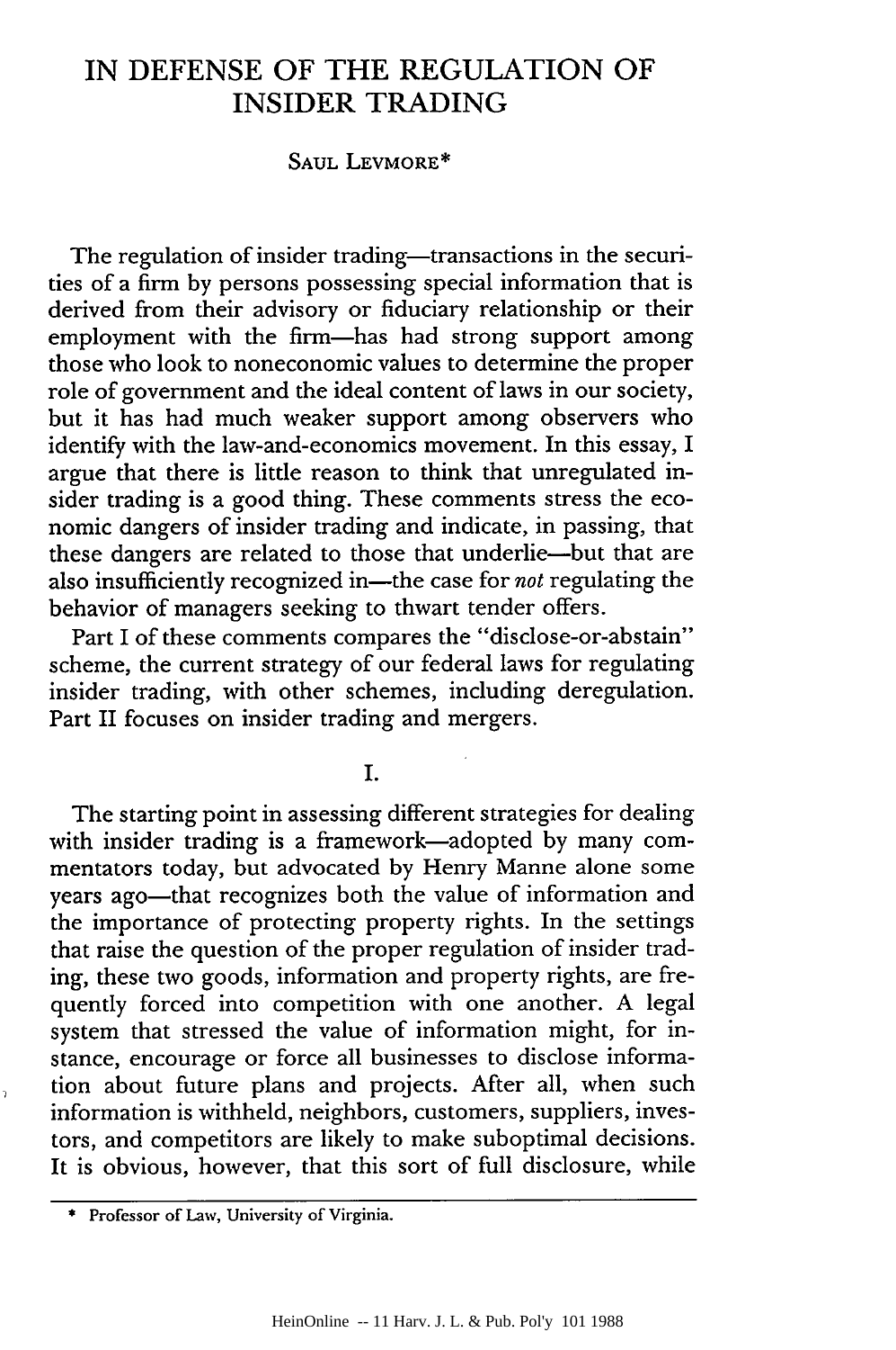# IN DEFENSE OF THE REGULATION OF INSIDER TRADING

SAUL LEVMORE*

The regulation of insider trading—transactions in the securities of a firm by persons possessing special information that is derived from their advisory or fiduciary relationship or their employment with the firm—has had strong support among those who look to noneconomic values to determine the proper role of government and the ideal content of laws in our society, but it has had much weaker support among observers who identify with the law-and-economics movement. In this essay, I argue that there is little reason to think that unregulated insider trading is a good thing. These comments stress the economic dangers of insider trading and indicate, in passing, that these dangers are related to those that underlie—but that are also insufficiently recognized in—the case for *not* regulating the behavior of managers seeking to thwart tender offers.

Part I of these comments compares the "disclose-or-abstain" scheme, the current strategy of our federal laws for regulating insider trading, with other schemes, including deregulation. Part II focuses on insider trading and mergers.

## I.

The starting point in assessing different strategies for dealing with insider trading is a framework—adopted by many commentators today, but advocated by Henry Manne alone some years ago—that recognizes both the value of information and the importance of protecting property rights. In the settings that raise the question of the proper regulation of insider trading, these two goods, information and property rights, are frequently forced into competition with one another. A legal system that stressed the value of information might, for instance, encourage or force all businesses to disclose information about future plans and projects. After all, when such information is withheld, neighbors, customers, suppliers, investors, and competitors are likely to make suboptimal decisions. It is obvious, however, that this sort of full disclosure, while

---

\* Professor of Law, University of Virginia.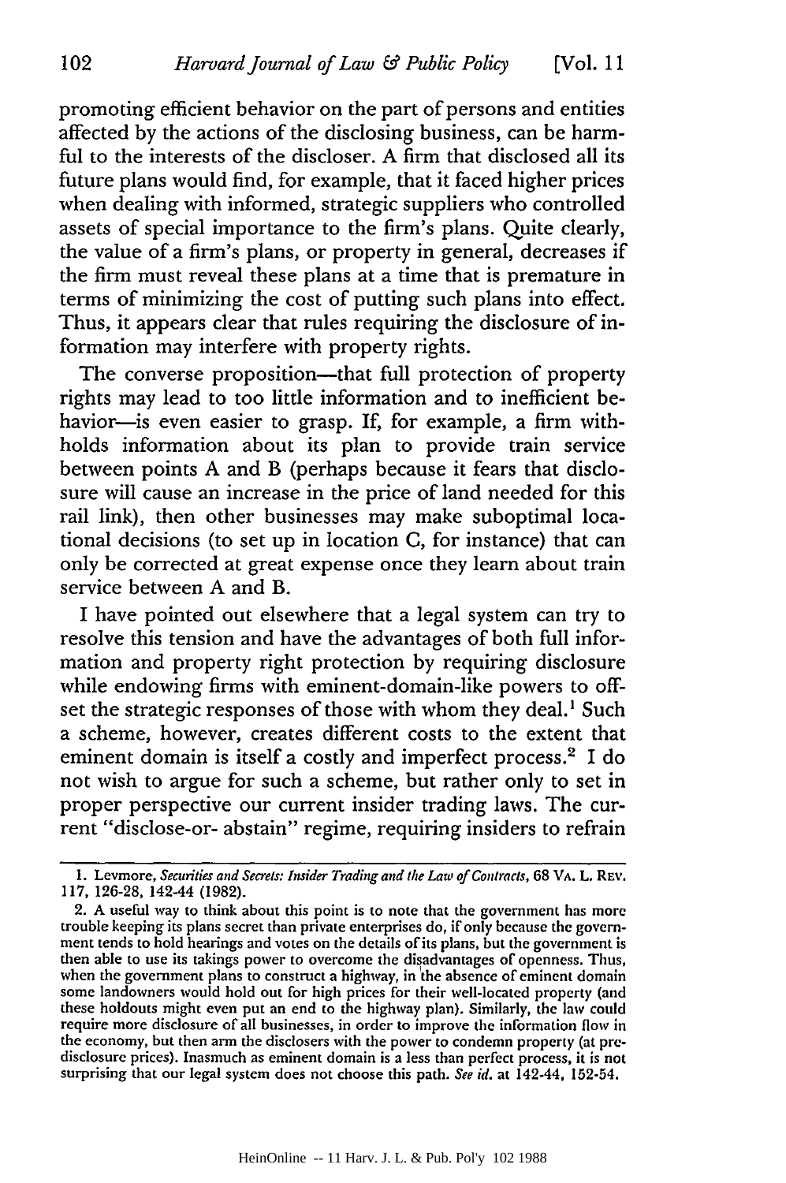promoting efficient behavior on the part of persons and entities affected by the actions of the disclosing business, can be harmful to the interests of the discloser. A firm that disclosed all its future plans would find, for example, that it faced higher prices when dealing with informed, strategic suppliers who controlled assets of special importance to the firm's plans. Quite clearly, the value of a firm's plans, or property in general, decreases if the firm must reveal these plans at a time that is premature in terms of minimizing the cost of putting such plans into effect. Thus, it appears clear that rules requiring the disclosure of information may interfere with property rights.

The converse proposition—that full protection of property rights may lead to too little information and to inefficient behavior—is even easier to grasp. If, for example, a firm withholds information about its plan to provide train service between points A and B (perhaps because it fears that disclosure will cause an increase in the price of land needed for this rail link), then other businesses may make suboptimal locational decisions (to set up in location C, for instance) that can only be corrected at great expense once they learn about train service between A and B.

I have pointed out elsewhere that a legal system can try to resolve this tension and have the advantages of both full information and property right protection by requiring disclosure while endowing firms with eminent-domain-like powers to offset the strategic responses of those with whom they deal.[1] Such a scheme, however, creates different costs to the extent that eminent domain is itself a costly and imperfect process.[2] I do not wish to argue for such a scheme, but rather only to set in proper perspective our current insider trading laws. The current "disclose-or- abstain" regime, requiring insiders to refrain

---

1. Levmore, *Securities and Secrets: Insider Trading and the Law of Contracts*, 68 VA. L. REV. 117, 126-28, 142-44 (1982).

2. A useful way to think about this point is to note that the government has more trouble keeping its plans secret than private enterprises do, if only because the government tends to hold hearings and votes on the details of its plans, but the government is then able to use its takings power to overcome the disadvantages of openness. Thus, when the government plans to construct a highway, in the absence of eminent domain some landowners would hold out for high prices for their well-located property (and these holdouts might even put an end to the highway plan). Similarly, the law could require more disclosure of all businesses, in order to improve the information flow in the economy, but then arm the disclosers with the power to condemn property (at predisclosure prices). Inasmuch as eminent domain is a less than perfect process, it is not surprising that our legal system does not choose this path. *See id.* at 142-44, 152-54.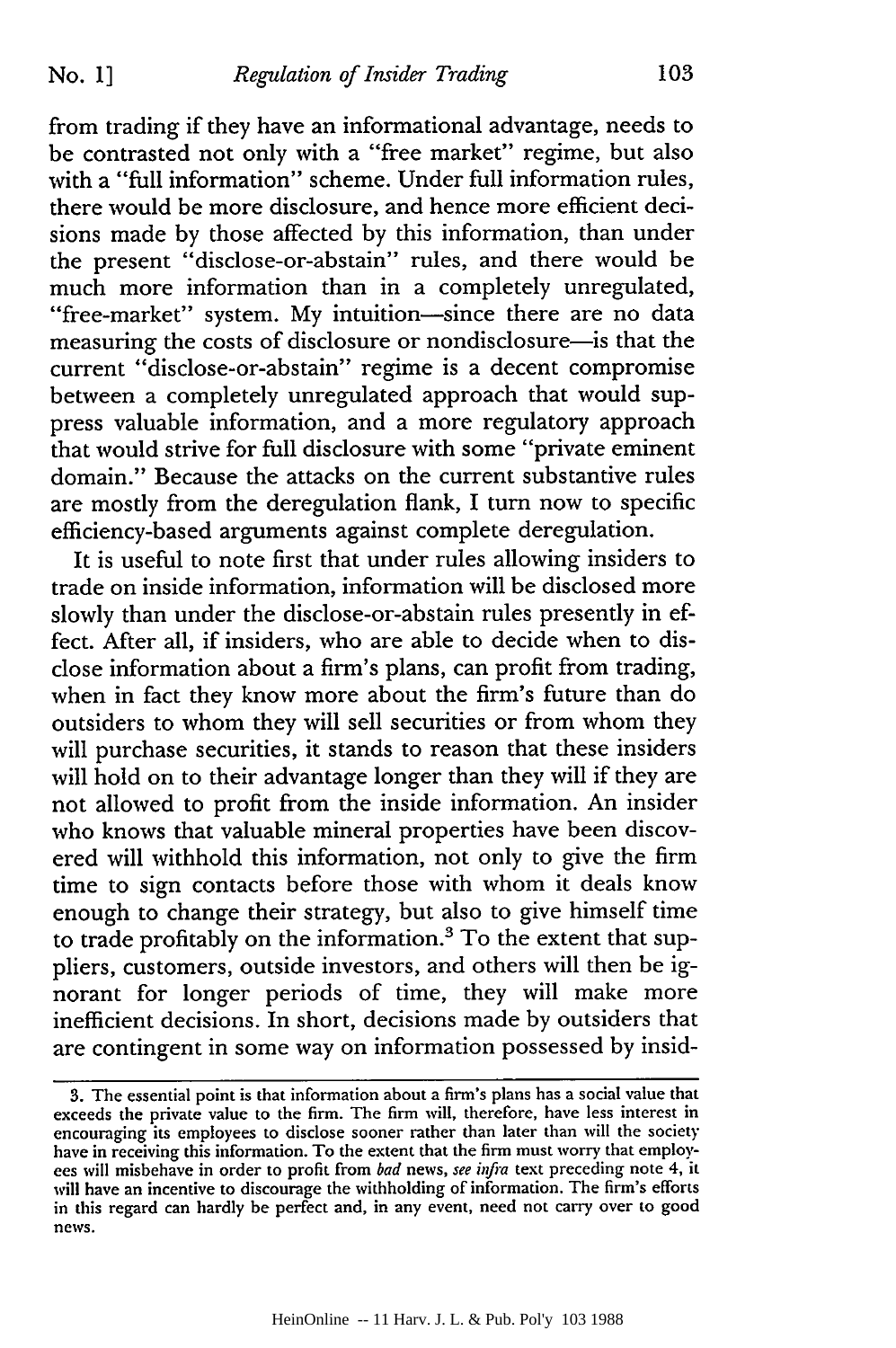from trading if they have an informational advantage, needs to be contrasted not only with a "free market" regime, but also with a "full information" scheme. Under full information rules, there would be more disclosure, and hence more efficient decisions made by those affected by this information, than under the present "disclose-or-abstain" rules, and there would be much more information than in a completely unregulated, "free-market" system. My intuition—since there are no data measuring the costs of disclosure or nondisclosure—is that the current "disclose-or-abstain" regime is a decent compromise between a completely unregulated approach that would suppress valuable information, and a more regulatory approach that would strive for full disclosure with some "private eminent domain." Because the attacks on the current substantive rules are mostly from the deregulation flank, I turn now to specific efficiency-based arguments against complete deregulation.

It is useful to note first that under rules allowing insiders to trade on inside information, information will be disclosed more slowly than under the disclose-or-abstain rules presently in effect. After all, if insiders, who are able to decide when to disclose information about a firm's plans, can profit from trading, when in fact they know more about the firm's future than do outsiders to whom they will sell securities or from whom they will purchase securities, it stands to reason that these insiders will hold on to their advantage longer than they will if they are not allowed to profit from the inside information. An insider who knows that valuable mineral properties have been discovered will withhold this information, not only to give the firm time to sign contacts before those with whom it deals know enough to change their strategy, but also to give himself time to trade profitably on the information.[3] To the extent that suppliers, customers, outside investors, and others will then be ignorant for longer periods of time, they will make more inefficient decisions. In short, decisions made by outsiders that are contingent in some way on information possessed by insid-

---

3. The essential point is that information about a firm's plans has a social value that exceeds the private value to the firm. The firm will, therefore, have less interest in encouraging its employees to disclose sooner rather than later than will the society have in receiving this information. To the extent that the firm must worry that employees will misbehave in order to profit from *bad* news, *see infra* text preceding note 4, it will have an incentive to discourage the withholding of information. The firm's efforts in this regard can hardly be perfect and, in any event, need not carry over to good news.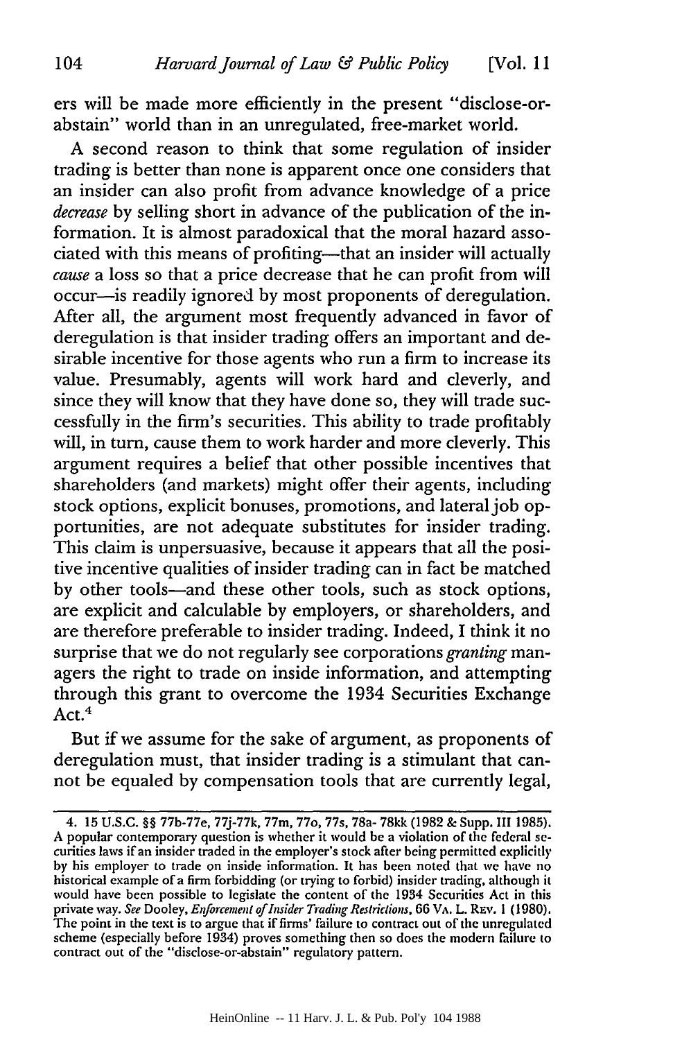ers will be made more efficiently in the present "disclose-or-abstain" world than in an unregulated, free-market world.

A second reason to think that some regulation of insider trading is better than none is apparent once one considers that an insider can also profit from advance knowledge of a price *decrease* by selling short in advance of the publication of the information. It is almost paradoxical that the moral hazard associated with this means of profiting—that an insider will actually *cause* a loss so that a price decrease that he can profit from will occur—is readily ignored by most proponents of deregulation. After all, the argument most frequently advanced in favor of deregulation is that insider trading offers an important and desirable incentive for those agents who run a firm to increase its value. Presumably, agents will work hard and cleverly, and since they will know that they have done so, they will trade successfully in the firm's securities. This ability to trade profitably will, in turn, cause them to work harder and more cleverly. This argument requires a belief that other possible incentives that shareholders (and markets) might offer their agents, including stock options, explicit bonuses, promotions, and lateral job opportunities, are not adequate substitutes for insider trading. This claim is unpersuasive, because it appears that all the positive incentive qualities of insider trading can in fact be matched by other tools—and these other tools, such as stock options, are explicit and calculable by employers, or shareholders, and are therefore preferable to insider trading. Indeed, I think it no surprise that we do not regularly see corporations *granting* managers the right to trade on inside information, and attempting through this grant to overcome the 1934 Securities Exchange Act.[4]

But if we assume for the sake of argument, as proponents of deregulation must, that insider trading is a stimulant that cannot be equaled by compensation tools that are currently legal,

---

4. 15 U.S.C. §§ 77b-77e, 77j-77k, 77m, 77o, 77s, 78a- 78kk (1982 & Supp. III 1985). A popular contemporary question is whether it would be a violation of the federal securities laws if an insider traded in the employer's stock after being permitted explicitly by his employer to trade on inside information. It has been noted that we have no historical example of a firm forbidding (or trying to forbid) insider trading, although it would have been possible to legislate the content of the 1934 Securities Act in this private way. *See* Dooley, *Enforcement of Insider Trading Restrictions*, 66 VA. L. REV. 1 (1980). The point in the text is to argue that if firms' failure to contract out of the unregulated scheme (especially before 1934) proves something then so does the modern failure to contract out of the "disclose-or-abstain" regulatory pattern.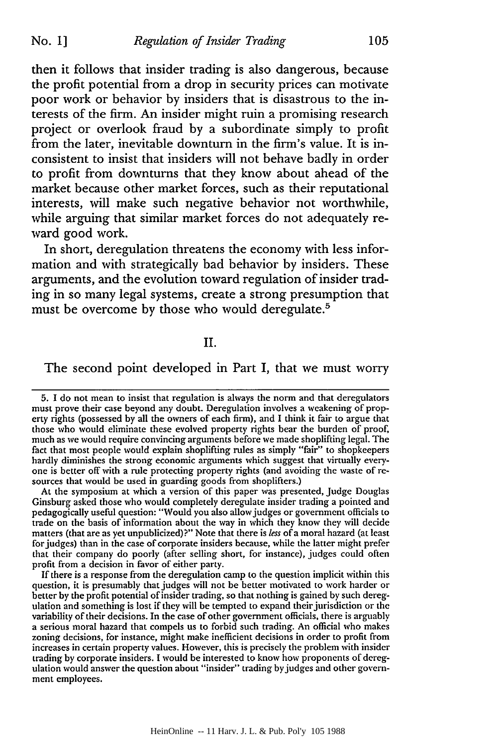then it follows that insider trading is also dangerous, because the profit potential from a drop in security prices can motivate poor work or behavior by insiders that is disastrous to the interests of the firm. An insider might ruin a promising research project or overlook fraud by a subordinate simply to profit from the later, inevitable downturn in the firm's value. It is inconsistent to insist that insiders will not behave badly in order to profit from downturns that they know about ahead of the market because other market forces, such as their reputational interests, will make such negative behavior not worthwhile, while arguing that similar market forces do not adequately reward good work.

In short, deregulation threatens the economy with less information and with strategically bad behavior by insiders. These arguments, and the evolution toward regulation of insider trading in so many legal systems, create a strong presumption that must be overcome by those who would deregulate.[5]

## II.

The second point developed in Part I, that we must worry

---

5. I do not mean to insist that regulation is always the norm and that deregulators must prove their case beyond any doubt. Deregulation involves a weakening of property rights (possessed by all the owners of each firm), and I think it fair to argue that those who would eliminate these evolved property rights bear the burden of proof, much as we would require convincing arguments before we made shoplifting legal. The fact that most people would explain shoplifting rules as simply "fair" to shopkeepers hardly diminishes the strong economic arguments which suggest that virtually everyone is better off with a rule protecting property rights (and avoiding the waste of resources that would be used in guarding goods from shoplifters.)

At the symposium at which a version of this paper was presented, Judge Douglas Ginsburg asked those who would completely deregulate insider trading a pointed and pedagogically useful question: "Would you also allow judges or government officials to trade on the basis of information about the way in which they know they will decide matters (that are as yet unpublicized)?" Note that there is *less* of a moral hazard (at least for judges) than in the case of corporate insiders because, while the latter might prefer that their company do poorly (after selling short, for instance), judges could often profit from a decision in favor of either party.

If there is a response from the deregulation camp to the question implicit within this question, it is presumably that judges will not be better motivated to work harder or better by the profit potential of insider trading, so that nothing is gained by such deregulation and something is lost if they will be tempted to expand their jurisdiction or the variability of their decisions. In the case of other government officials, there is arguably a serious moral hazard that compels us to forbid such trading. An official who makes zoning decisions, for instance, might make inefficient decisions in order to profit from increases in certain property values. However, this is precisely the problem with insider trading by corporate insiders. I would be interested to know how proponents of deregulation would answer the question about "insider" trading by judges and other government employees.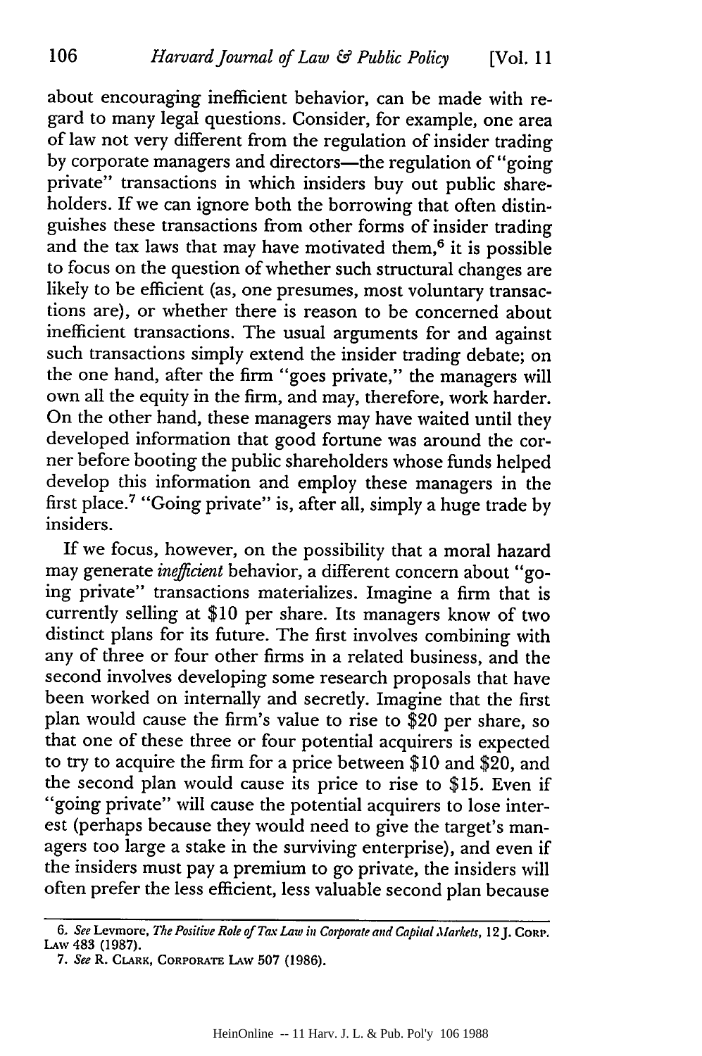about encouraging inefficient behavior, can be made with regard to many legal questions. Consider, for example, one area of law not very different from the regulation of insider trading by corporate managers and directors—the regulation of "going private" transactions in which insiders buy out public shareholders. If we can ignore both the borrowing that often distinguishes these transactions from other forms of insider trading and the tax laws that may have motivated them,[6] it is possible to focus on the question of whether such structural changes are likely to be efficient (as, one presumes, most voluntary transactions are), or whether there is reason to be concerned about inefficient transactions. The usual arguments for and against such transactions simply extend the insider trading debate; on the one hand, after the firm "goes private," the managers will own all the equity in the firm, and may, therefore, work harder. On the other hand, these managers may have waited until they developed information that good fortune was around the corner before booting the public shareholders whose funds helped develop this information and employ these managers in the first place.[7] "Going private" is, after all, simply a huge trade by insiders.

If we focus, however, on the possibility that a moral hazard may generate *inefficient* behavior, a different concern about "going private" transactions materializes. Imagine a firm that is currently selling at $10 per share. Its managers know of two distinct plans for its future. The first involves combining with any of three or four other firms in a related business, and the second involves developing some research proposals that have been worked on internally and secretly. Imagine that the first plan would cause the firm's value to rise to $20 per share, so that one of these three or four potential acquirers is expected to try to acquire the firm for a price between $10 and $20, and the second plan would cause its price to rise to $15. Even if "going private" will cause the potential acquirers to lose interest (perhaps because they would need to give the target's managers too large a stake in the surviving enterprise), and even if the insiders must pay a premium to go private, the insiders will often prefer the less efficient, less valuable second plan because

---

6. *See* Levmore, *The Positive Role of Tax Law in Corporate and Capital Markets*, 12 J. Corp. Law 483 (1987).

7. *See* R. Clark, Corporate Law 507 (1986).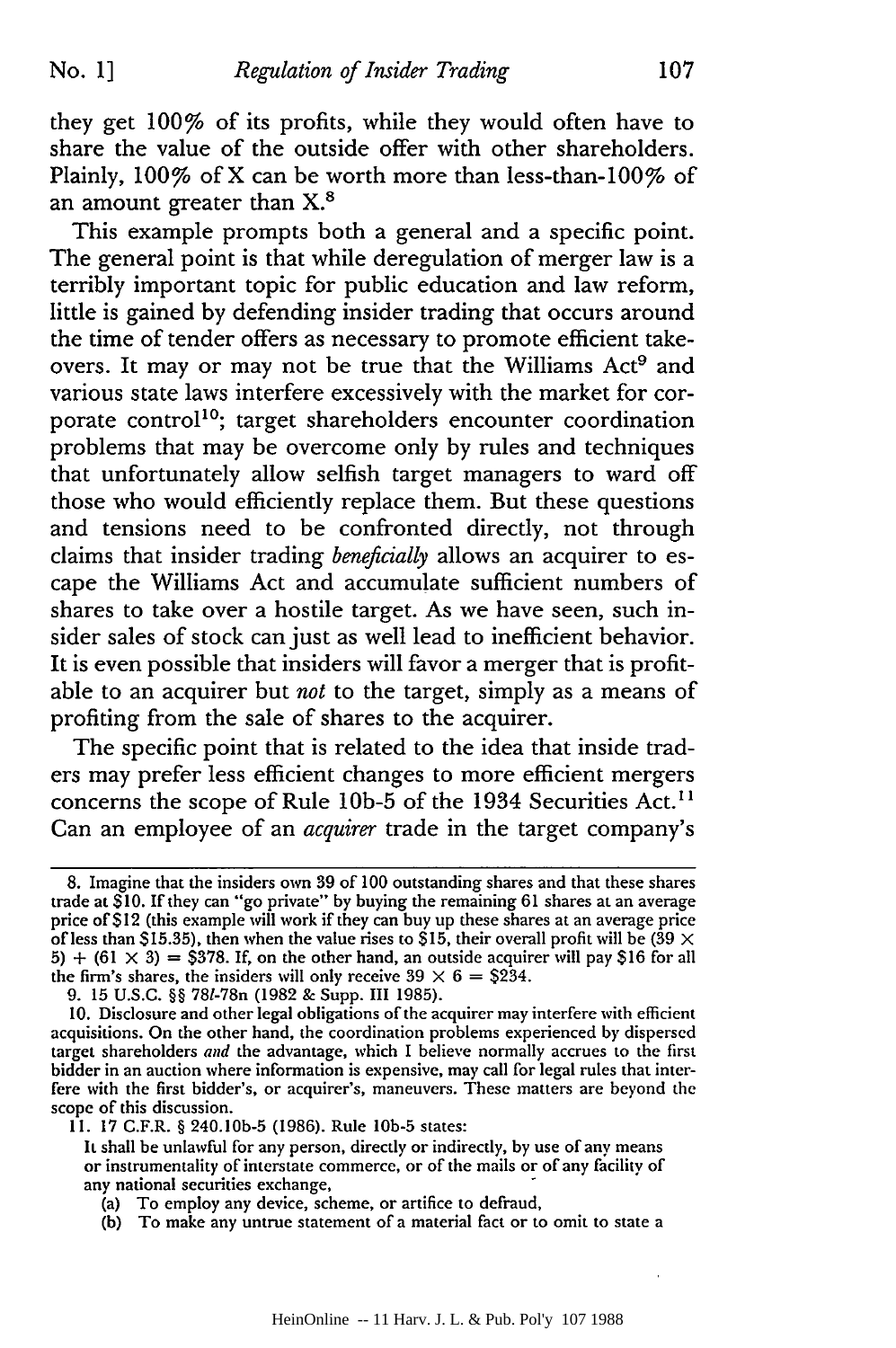they get 100% of its profits, while they would often have to share the value of the outside offer with other shareholders. Plainly, 100% of X can be worth more than less-than-100% of an amount greater than X.[8]

This example prompts both a general and a specific point. The general point is that while deregulation of merger law is a terribly important topic for public education and law reform, little is gained by defending insider trading that occurs around the time of tender offers as necessary to promote efficient takeovers. It may or may not be true that the Williams Act[9] and various state laws interfere excessively with the market for corporate control[10]; target shareholders encounter coordination problems that may be overcome only by rules and techniques that unfortunately allow selfish target managers to ward off those who would efficiently replace them. But these questions and tensions need to be confronted directly, not through claims that insider trading *beneficially* allows an acquirer to escape the Williams Act and accumulate sufficient numbers of shares to take over a hostile target. As we have seen, such insider sales of stock can just as well lead to inefficient behavior. It is even possible that insiders will favor a merger that is profitable to an acquirer but *not* to the target, simply as a means of profiting from the sale of shares to the acquirer.

The specific point that is related to the idea that inside traders may prefer less efficient changes to more efficient mergers concerns the scope of Rule 10b-5 of the 1934 Securities Act.[11] Can an employee of an *acquirer* trade in the target company's

---

8. Imagine that the insiders own 39 of 100 outstanding shares and that these shares trade at $10. If they can "go private" by buying the remaining 61 shares at an average price of $12 (this example will work if they can buy up these shares at an average price of less than $15.35), then when the value rises to $15, their overall profit will be $(39 \times 5) + (61 \times 3) = \$378$. If, on the other hand, an outside acquirer will pay $16 for all the firm's shares, the insiders will only receive $39 \times 6 = \$234$.

9. 15 U.S.C. §§ 78*l*-78n (1982 & Supp. III 1985).

10. Disclosure and other legal obligations of the acquirer may interfere with efficient acquisitions. On the other hand, the coordination problems experienced by dispersed target shareholders *and* the advantage, which I believe normally accrues to the first bidder in an auction where information is expensive, may call for legal rules that interfere with the first bidder's, or acquirer's, maneuvers. These matters are beyond the scope of this discussion.

11. 17 C.F.R. § 240.10b-5 (1986). Rule 10b-5 states:

> It shall be unlawful for any person, directly or indirectly, by use of any means or instrumentality of interstate commerce, or of the mails or of any facility of any national securities exchange,
>
> (a) To employ any device, scheme, or artifice to defraud,
>
> (b) To make any untrue statement of a material fact or to omit to state a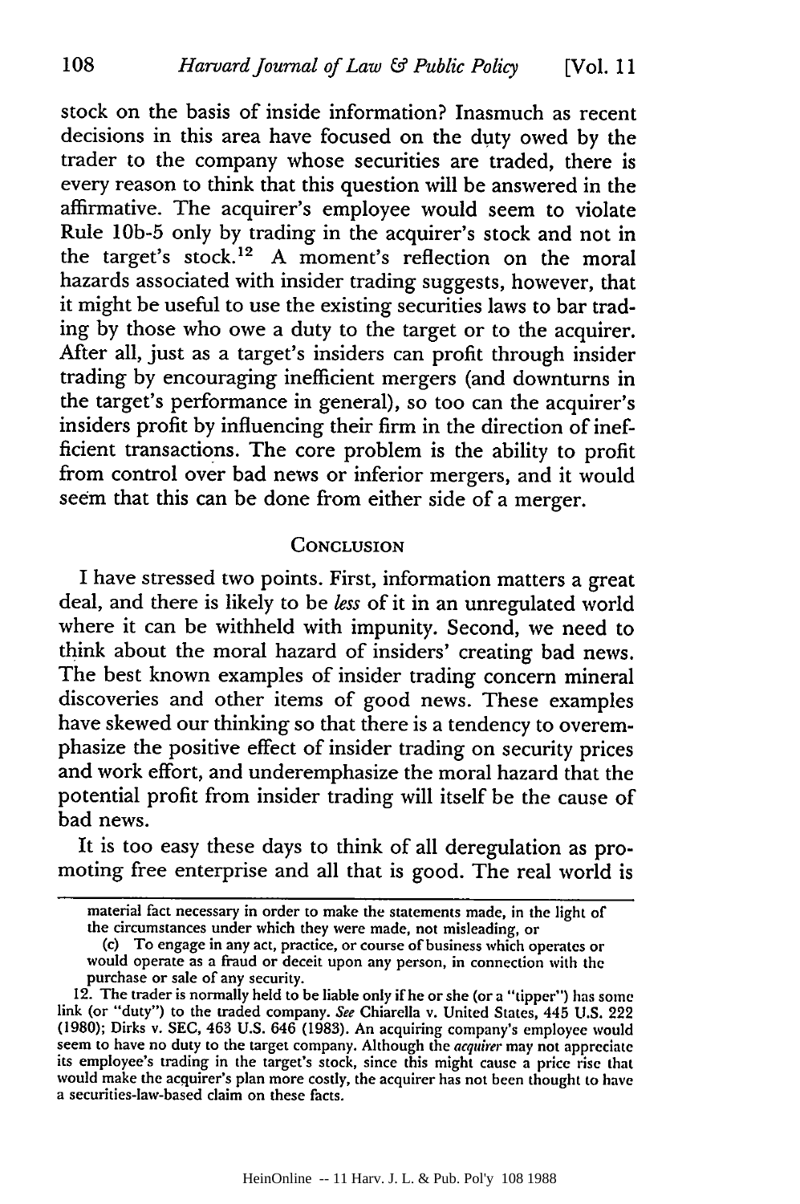stock on the basis of inside information? Inasmuch as recent decisions in this area have focused on the duty owed by the trader to the company whose securities are traded, there is every reason to think that this question will be answered in the affirmative. The acquirer's employee would seem to violate Rule 10b-5 only by trading in the acquirer's stock and not in the target's stock.[12] A moment's reflection on the moral hazards associated with insider trading suggests, however, that it might be useful to use the existing securities laws to bar trading by those who owe a duty to the target or to the acquirer. After all, just as a target's insiders can profit through insider trading by encouraging inefficient mergers (and downturns in the target's performance in general), so too can the acquirer's insiders profit by influencing their firm in the direction of inefficient transactions. The core problem is the ability to profit from control over bad news or inferior mergers, and it would seem that this can be done from either side of a merger.

## CONCLUSION

I have stressed two points. First, information matters a great deal, and there is likely to be *less* of it in an unregulated world where it can be withheld with impunity. Second, we need to think about the moral hazard of insiders' creating bad news. The best known examples of insider trading concern mineral discoveries and other items of good news. These examples have skewed our thinking so that there is a tendency to overemphasize the positive effect of insider trading on security prices and work effort, and underemphasize the moral hazard that the potential profit from insider trading will itself be the cause of bad news.

It is too easy these days to think of all deregulation as promoting free enterprise and all that is good. The real world is

---

material fact necessary in order to make the statements made, in the light of the circumstances under which they were made, not misleading, or

(c) To engage in any act, practice, or course of business which operates or would operate as a fraud or deceit upon any person, in connection with the purchase or sale of any security.

12. The trader is normally held to be liable only if he or she (or a "tipper") has some link (or "duty") to the traded company. *See* Chiarella v. United States, 445 U.S. 222 (1980); Dirks v. SEC, 463 U.S. 646 (1983). An acquiring company's employee would seem to have no duty to the target company. Although the *acquirer* may not appreciate its employee's trading in the target's stock, since this might cause a price rise that would make the acquirer's plan more costly, the acquirer has not been thought to have a securities-law-based claim on these facts.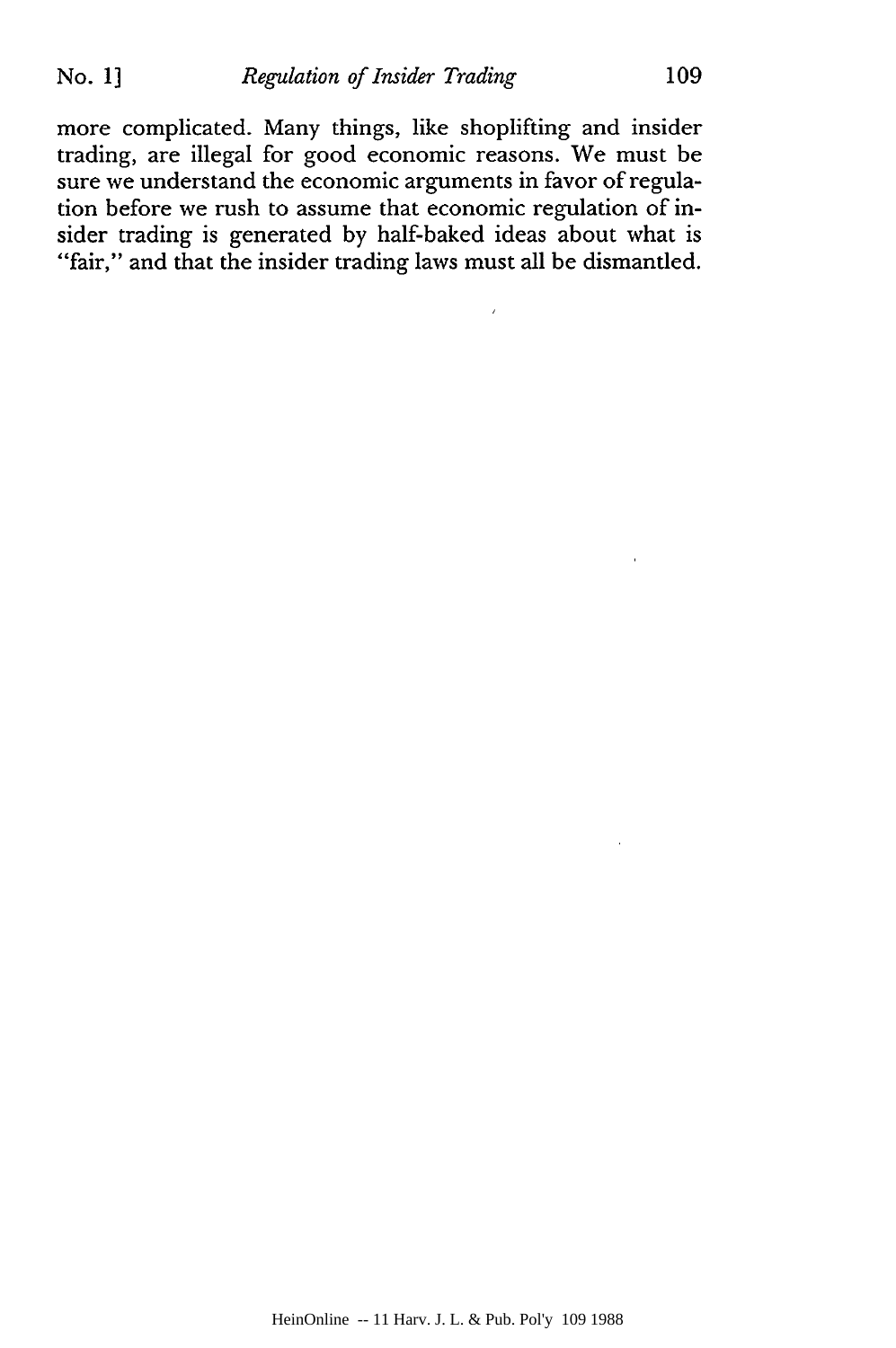more complicated. Many things, like shoplifting and insider trading, are illegal for good economic reasons. We must be sure we understand the economic arguments in favor of regulation before we rush to assume that economic regulation of insider trading is generated by half-baked ideas about what is "fair," and that the insider trading laws must all be dismantled.